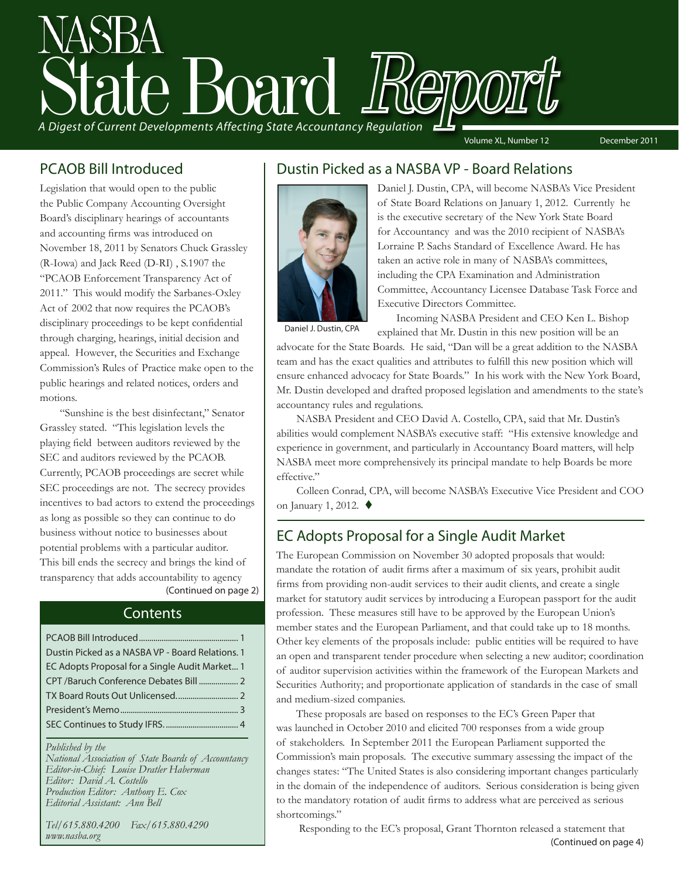# NASBA State Board *Report*

*A Digest of Current Developments Affecting State Accountancy Regulation*

Volume XL, Number 12 — December 2011

## PCAOB Bill Introduced

Legislation that would open to the public the Public Company Accounting Oversight Board's disciplinary hearings of accountants and accounting firms was introduced on November 18, 2011 by Senators Chuck Grassley (R-Iowa) and Jack Reed (D-RI) , S.1907 the "PCAOB Enforcement Transparency Act of 2011." This would modify the Sarbanes-Oxley Act of 2002 that now requires the PCAOB's disciplinary proceedings to be kept confidential through charging, hearings, initial decision and appeal. However, the Securities and Exchange Commission's Rules of Practice make open to the public hearings and related notices, orders and motions.

"Sunshine is the best disinfectant," Senator Grassley stated. "This legislation levels the playing field between auditors reviewed by the SEC and auditors reviewed by the PCAOB. Currently, PCAOB proceedings are secret while SEC proceedings are not. The secrecy provides incentives to bad actors to extend the proceedings as long as possible so they can continue to do business without notice to businesses about potential problems with a particular auditor. This bill ends the secrecy and brings the kind of transparency that adds accountability to agency

(Continued on page 2)

## Contents

- PCAOB Bill Introduced ........ 1
- Dustin Picked as a NASBA VP - Board Relations. 1
- EC Adopts Proposal for a Single Audit Market... 1
- CPT /Baruch Conference Debates Bill ........ 2
- TX Board Routs Out Unlicensed........ 2
- President's Memo........ 3
- SEC Continues to Study IFRS........ 4

*Published by the*
*National Association of State Boards of Accountancy*
*Editor-in-Chief: Louise Dratler Haberman*
*Editor: David A. Costello*
*Production Editor: Anthony E. Cox*
*Editorial Assistant: Ann Bell*

*Tel/615.880.4200 Fax/615.880.4290*
*www.nasba.org*

## Dustin Picked as a NASBA VP - Board Relations

Daniel J. Dustin, CPA

Daniel J. Dustin, CPA, will become NASBA's Vice President of State Board Relations on January 1, 2012. Currently he is the executive secretary of the New York State Board for Accountancy and was the 2010 recipient of NASBA's Lorraine P. Sachs Standard of Excellence Award. He has taken an active role in many of NASBA's committees, including the CPA Examination and Administration Committee, Accountancy Licensee Database Task Force and Executive Directors Committee.

Incoming NASBA President and CEO Ken L. Bishop explained that Mr. Dustin in this new position will be an advocate for the State Boards. He said, "Dan will be a great addition to the NASBA team and has the exact qualities and attributes to fulfill this new position which will ensure enhanced advocacy for State Boards." In his work with the New York Board, Mr. Dustin developed and drafted proposed legislation and amendments to the state's accountancy rules and regulations.

NASBA President and CEO David A. Costello, CPA, said that Mr. Dustin's abilities would complement NASBA's executive staff: "His extensive knowledge and experience in government, and particularly in Accountancy Board matters, will help NASBA meet more comprehensively its principal mandate to help Boards be more effective."

Colleen Conrad, CPA, will become NASBA's Executive Vice President and COO on January 1, 2012. ♦

## EC Adopts Proposal for a Single Audit Market

The European Commission on November 30 adopted proposals that would: mandate the rotation of audit firms after a maximum of six years, prohibit audit firms from providing non-audit services to their audit clients, and create a single market for statutory audit services by introducing a European passport for the audit profession. These measures still have to be approved by the European Union's member states and the European Parliament, and that could take up to 18 months. Other key elements of the proposals include: public entities will be required to have an open and transparent tender procedure when selecting a new auditor; coordination of auditor supervision activities within the framework of the European Markets and Securities Authority; and proportionate application of standards in the case of small and medium-sized companies.

These proposals are based on responses to the EC's Green Paper that was launched in October 2010 and elicited 700 responses from a wide group of stakeholders. In September 2011 the European Parliament supported the Commission's main proposals. The executive summary assessing the impact of the changes states: "The United States is also considering important changes particularly in the domain of the independence of auditors. Serious consideration is being given to the mandatory rotation of audit firms to address what are perceived as serious shortcomings."

Responding to the EC's proposal, Grant Thornton released a statement that

(Continued on page 4)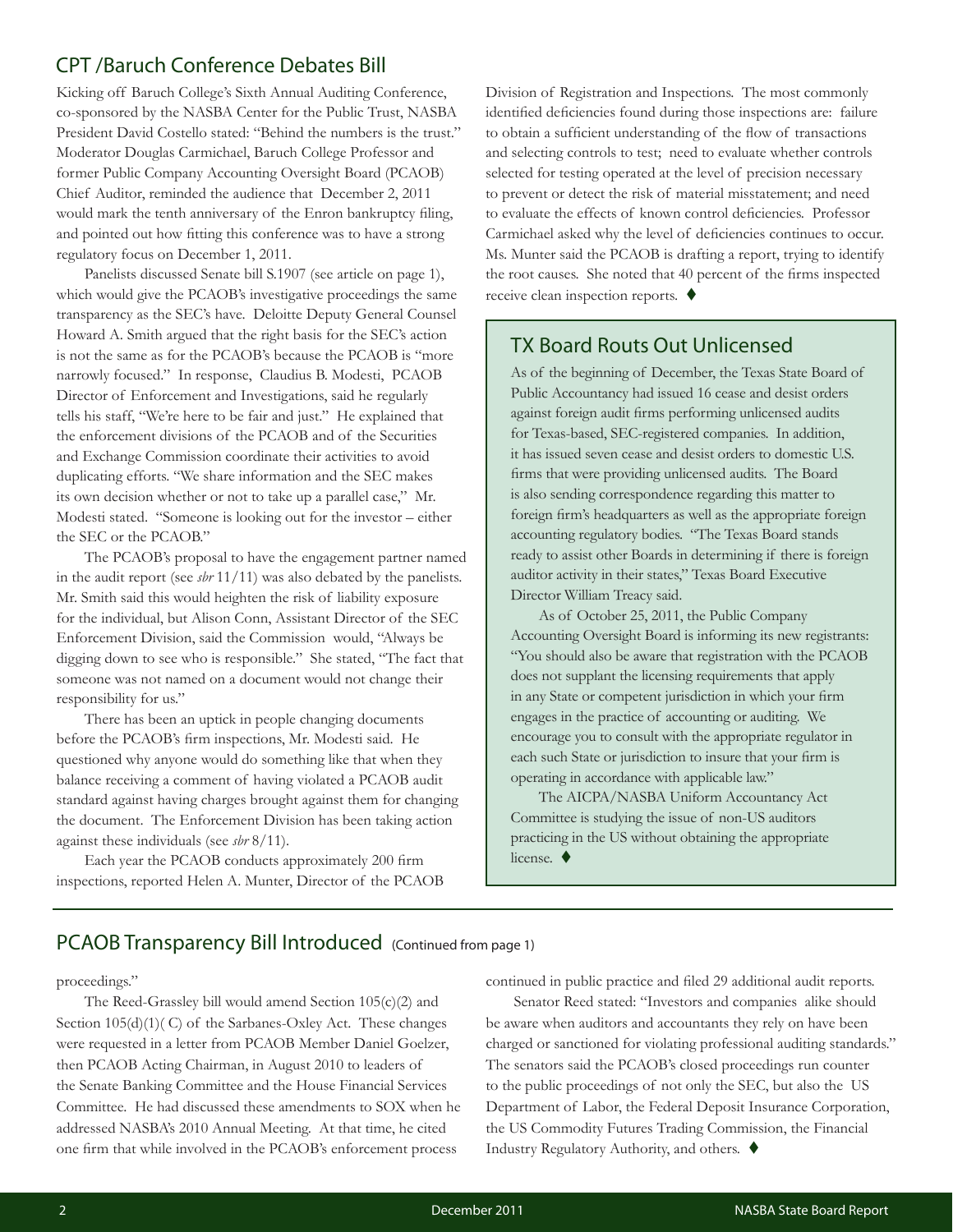## CPT /Baruch Conference Debates Bill

Kicking off Baruch College's Sixth Annual Auditing Conference, co-sponsored by the NASBA Center for the Public Trust, NASBA President David Costello stated: "Behind the numbers is the trust." Moderator Douglas Carmichael, Baruch College Professor and former Public Company Accounting Oversight Board (PCAOB) Chief Auditor, reminded the audience that December 2, 2011 would mark the tenth anniversary of the Enron bankruptcy filing, and pointed out how fitting this conference was to have a strong regulatory focus on December 1, 2011.

Panelists discussed Senate bill S.1907 (see article on page 1), which would give the PCAOB's investigative proceedings the same transparency as the SEC's have. Deloitte Deputy General Counsel Howard A. Smith argued that the right basis for the SEC's action is not the same as for the PCAOB's because the PCAOB is "more narrowly focused." In response, Claudius B. Modesti, PCAOB Director of Enforcement and Investigations, said he regularly tells his staff, "We're here to be fair and just." He explained that the enforcement divisions of the PCAOB and of the Securities and Exchange Commission coordinate their activities to avoid duplicating efforts. "We share information and the SEC makes its own decision whether or not to take up a parallel case," Mr. Modesti stated. "Someone is looking out for the investor – either the SEC or the PCAOB."

The PCAOB's proposal to have the engagement partner named in the audit report (see *sbr* 11/11) was also debated by the panelists. Mr. Smith said this would heighten the risk of liability exposure for the individual, but Alison Conn, Assistant Director of the SEC Enforcement Division, said the Commission would, "Always be digging down to see who is responsible." She stated, "The fact that someone was not named on a document would not change their responsibility for us."

There has been an uptick in people changing documents before the PCAOB's firm inspections, Mr. Modesti said. He questioned why anyone would do something like that when they balance receiving a comment of having violated a PCAOB audit standard against having charges brought against them for changing the document. The Enforcement Division has been taking action against these individuals (see *sbr* 8/11).

Each year the PCAOB conducts approximately 200 firm inspections, reported Helen A. Munter, Director of the PCAOB Division of Registration and Inspections. The most commonly identified deficiencies found during those inspections are: failure to obtain a sufficient understanding of the flow of transactions and selecting controls to test; need to evaluate whether controls selected for testing operated at the level of precision necessary to prevent or detect the risk of material misstatement; and need to evaluate the effects of known control deficiencies. Professor Carmichael asked why the level of deficiencies continues to occur. Ms. Munter said the PCAOB is drafting a report, trying to identify the root causes. She noted that 40 percent of the firms inspected receive clean inspection reports. ♦

## TX Board Routs Out Unlicensed

As of the beginning of December, the Texas State Board of Public Accountancy had issued 16 cease and desist orders against foreign audit firms performing unlicensed audits for Texas-based, SEC-registered companies. In addition, it has issued seven cease and desist orders to domestic U.S. firms that were providing unlicensed audits. The Board is also sending correspondence regarding this matter to foreign firm's headquarters as well as the appropriate foreign accounting regulatory bodies. "The Texas Board stands ready to assist other Boards in determining if there is foreign auditor activity in their states," Texas Board Executive Director William Treacy said.

As of October 25, 2011, the Public Company Accounting Oversight Board is informing its new registrants: "You should also be aware that registration with the PCAOB does not supplant the licensing requirements that apply in any State or competent jurisdiction in which your firm engages in the practice of accounting or auditing. We encourage you to consult with the appropriate regulator in each such State or jurisdiction to insure that your firm is operating in accordance with applicable law."

The AICPA/NASBA Uniform Accountancy Act Committee is studying the issue of non-US auditors practicing in the US without obtaining the appropriate license. ♦

## PCAOB Transparency Bill Introduced (Continued from page 1)

proceedings."

The Reed-Grassley bill would amend Section 105(c)(2) and Section 105(d)(1)( C) of the Sarbanes-Oxley Act. These changes were requested in a letter from PCAOB Member Daniel Goelzer, then PCAOB Acting Chairman, in August 2010 to leaders of the Senate Banking Committee and the House Financial Services Committee. He had discussed these amendments to SOX when he addressed NASBA's 2010 Annual Meeting. At that time, he cited one firm that while involved in the PCAOB's enforcement process continued in public practice and filed 29 additional audit reports.

Senator Reed stated: "Investors and companies alike should be aware when auditors and accountants they rely on have been charged or sanctioned for violating professional auditing standards." The senators said the PCAOB's closed proceedings run counter to the public proceedings of not only the SEC, but also the US Department of Labor, the Federal Deposit Insurance Corporation, the US Commodity Futures Trading Commission, the Financial Industry Regulatory Authority, and others. ♦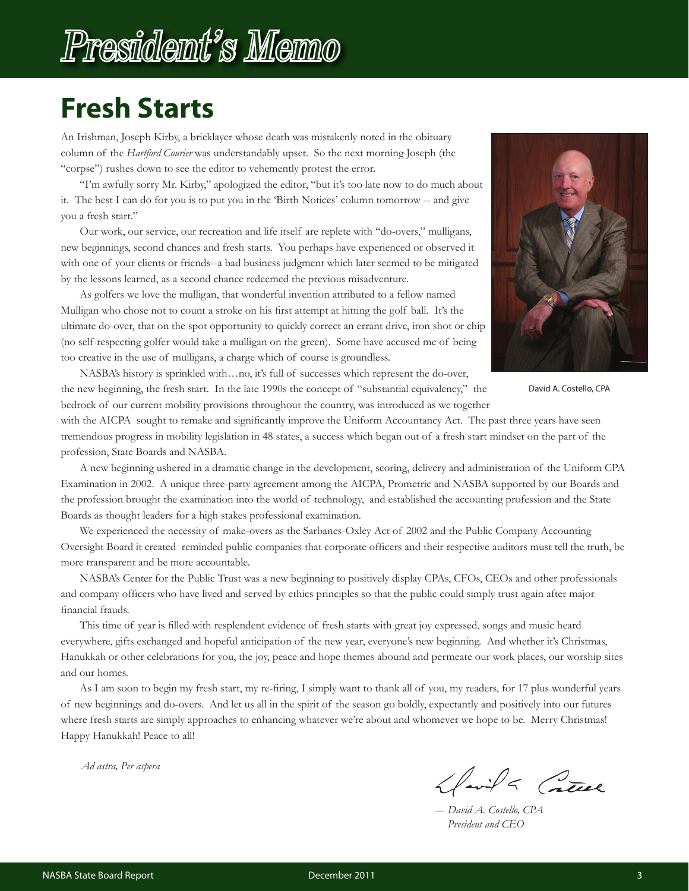# President's Memo

## Fresh Starts

An Irishman, Joseph Kirby, a bricklayer whose death was mistakenly noted in the obituary column of the *Hartford Courier* was understandably upset. So the next morning Joseph (the "corpse") rushes down to see the editor to vehemently protest the error.

"I'm awfully sorry Mr. Kirby," apologized the editor, "but it's too late now to do much about it. The best I can do for you is to put you in the 'Birth Notices' column tomorrow -- and give you a fresh start."

Our work, our service, our recreation and life itself are replete with "do-overs," mulligans, new beginnings, second chances and fresh starts. You perhaps have experienced or observed it with one of your clients or friends--a bad business judgment which later seemed to be mitigated by the lessons learned, as a second chance redeemed the previous misadventure.

As golfers we love the mulligan, that wonderful invention attributed to a fellow named Mulligan who chose not to count a stroke on his first attempt at hitting the golf ball. It's the ultimate do-over, that on the spot opportunity to quickly correct an errant drive, iron shot or chip (no self-respecting golfer would take a mulligan on the green). Some have accused me of being too creative in the use of mulligans, a charge which of course is groundless.

David A. Costello, CPA

NASBA's history is sprinkled with…no, it's full of successes which represent the do-over, the new beginning, the fresh start. In the late 1990s the concept of "substantial equivalency," the bedrock of our current mobility provisions throughout the country, was introduced as we together with the AICPA sought to remake and significantly improve the Uniform Accountancy Act. The past three years have seen tremendous progress in mobility legislation in 48 states, a success which began out of a fresh start mindset on the part of the profession, State Boards and NASBA.

A new beginning ushered in a dramatic change in the development, scoring, delivery and administration of the Uniform CPA Examination in 2002. A unique three-party agreement among the AICPA, Prometric and NASBA supported by our Boards and the profession brought the examination into the world of technology, and established the accounting profession and the State Boards as thought leaders for a high stakes professional examination.

We experienced the necessity of make-overs as the Sarbanes-Oxley Act of 2002 and the Public Company Accounting Oversight Board it created reminded public companies that corporate officers and their respective auditors must tell the truth, be more transparent and be more accountable.

NASBA's Center for the Public Trust was a new beginning to positively display CPAs, CFOs, CEOs and other professionals and company officers who have lived and served by ethics principles so that the public could simply trust again after major financial frauds.

This time of year is filled with resplendent evidence of fresh starts with great joy expressed, songs and music heard everywhere, gifts exchanged and hopeful anticipation of the new year, everyone's new beginning. And whether it's Christmas, Hanukkah or other celebrations for you, the joy, peace and hope themes abound and permeate our work places, our worship sites and our homes.

As I am soon to begin my fresh start, my re-firing, I simply want to thank all of you, my readers, for 17 plus wonderful years of new beginnings and do-overs. And let us all in the spirit of the season go boldly, expectantly and positively into our futures where fresh starts are simply approaches to enhancing whatever we're about and whomever we hope to be. Merry Christmas! Happy Hanukkah! Peace to all!

*Ad astra, Per aspera*

*— David A. Costello, CPA*
*President and CEO*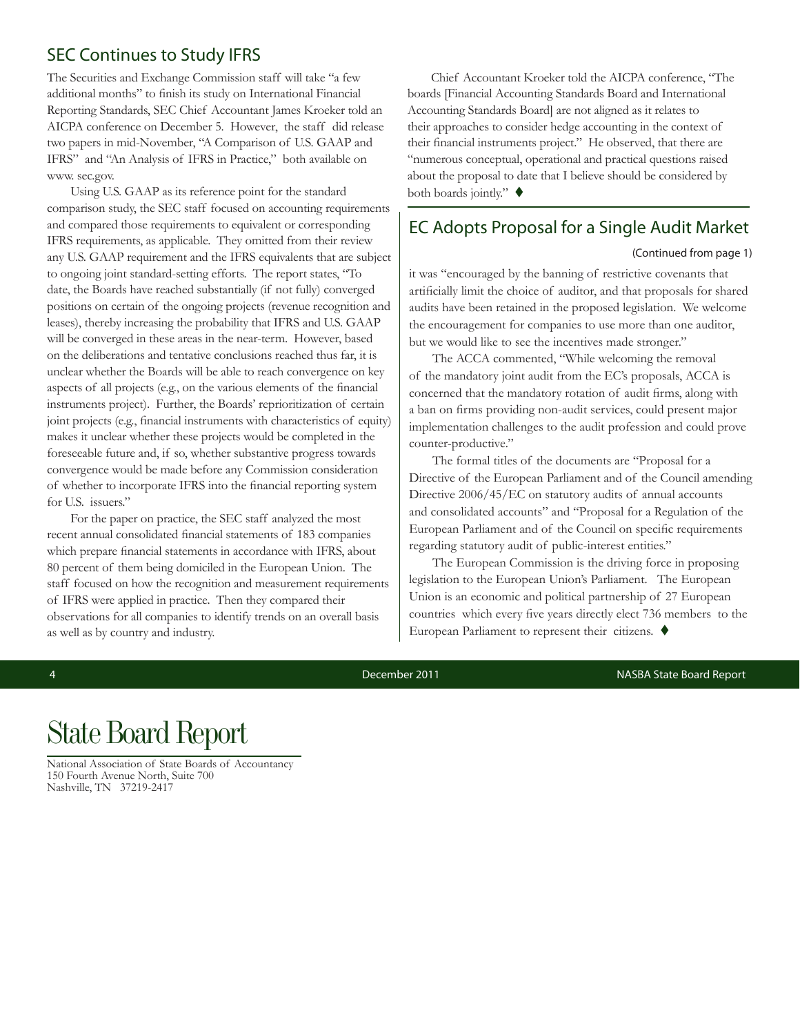## SEC Continues to Study IFRS

The Securities and Exchange Commission staff will take "a few additional months" to finish its study on International Financial Reporting Standards, SEC Chief Accountant James Kroeker told an AICPA conference on December 5. However, the staff did release two papers in mid-November, "A Comparison of U.S. GAAP and IFRS" and "An Analysis of IFRS in Practice," both available on www. sec.gov.

Using U.S. GAAP as its reference point for the standard comparison study, the SEC staff focused on accounting requirements and compared those requirements to equivalent or corresponding IFRS requirements, as applicable. They omitted from their review any U.S. GAAP requirement and the IFRS equivalents that are subject to ongoing joint standard-setting efforts. The report states, "To date, the Boards have reached substantially (if not fully) converged positions on certain of the ongoing projects (revenue recognition and leases), thereby increasing the probability that IFRS and U.S. GAAP will be converged in these areas in the near-term. However, based on the deliberations and tentative conclusions reached thus far, it is unclear whether the Boards will be able to reach convergence on key aspects of all projects (e.g., on the various elements of the financial instruments project). Further, the Boards' reprioritization of certain joint projects (e.g., financial instruments with characteristics of equity) makes it unclear whether these projects would be completed in the foreseeable future and, if so, whether substantive progress towards convergence would be made before any Commission consideration of whether to incorporate IFRS into the financial reporting system for U.S. issuers."

For the paper on practice, the SEC staff analyzed the most recent annual consolidated financial statements of 183 companies which prepare financial statements in accordance with IFRS, about 80 percent of them being domiciled in the European Union. The staff focused on how the recognition and measurement requirements of IFRS were applied in practice. Then they compared their observations for all companies to identify trends on an overall basis as well as by country and industry.

Chief Accountant Kroeker told the AICPA conference, "The boards [Financial Accounting Standards Board and International Accounting Standards Board] are not aligned as it relates to their approaches to consider hedge accounting in the context of their financial instruments project." He observed, that there are "numerous conceptual, operational and practical questions raised about the proposal to date that I believe should be considered by both boards jointly." ♦

## EC Adopts Proposal for a Single Audit Market

(Continued from page 1)

it was "encouraged by the banning of restrictive covenants that artificially limit the choice of auditor, and that proposals for shared audits have been retained in the proposed legislation. We welcome the encouragement for companies to use more than one auditor, but we would like to see the incentives made stronger."

The ACCA commented, "While welcoming the removal of the mandatory joint audit from the EC's proposals, ACCA is concerned that the mandatory rotation of audit firms, along with a ban on firms providing non-audit services, could present major implementation challenges to the audit profession and could prove counter-productive."

The formal titles of the documents are "Proposal for a Directive of the European Parliament and of the Council amending Directive 2006/45/EC on statutory audits of annual accounts and consolidated accounts" and "Proposal for a Regulation of the European Parliament and of the Council on specific requirements regarding statutory audit of public-interest entities."

The European Commission is the driving force in proposing legislation to the European Union's Parliament. The European Union is an economic and political partnership of 27 European countries which every five years directly elect 736 members to the European Parliament to represent their citizens. ♦

# State Board Report

National Association of State Boards of Accountancy
150 Fourth Avenue North, Suite 700
Nashville, TN 37219-2417